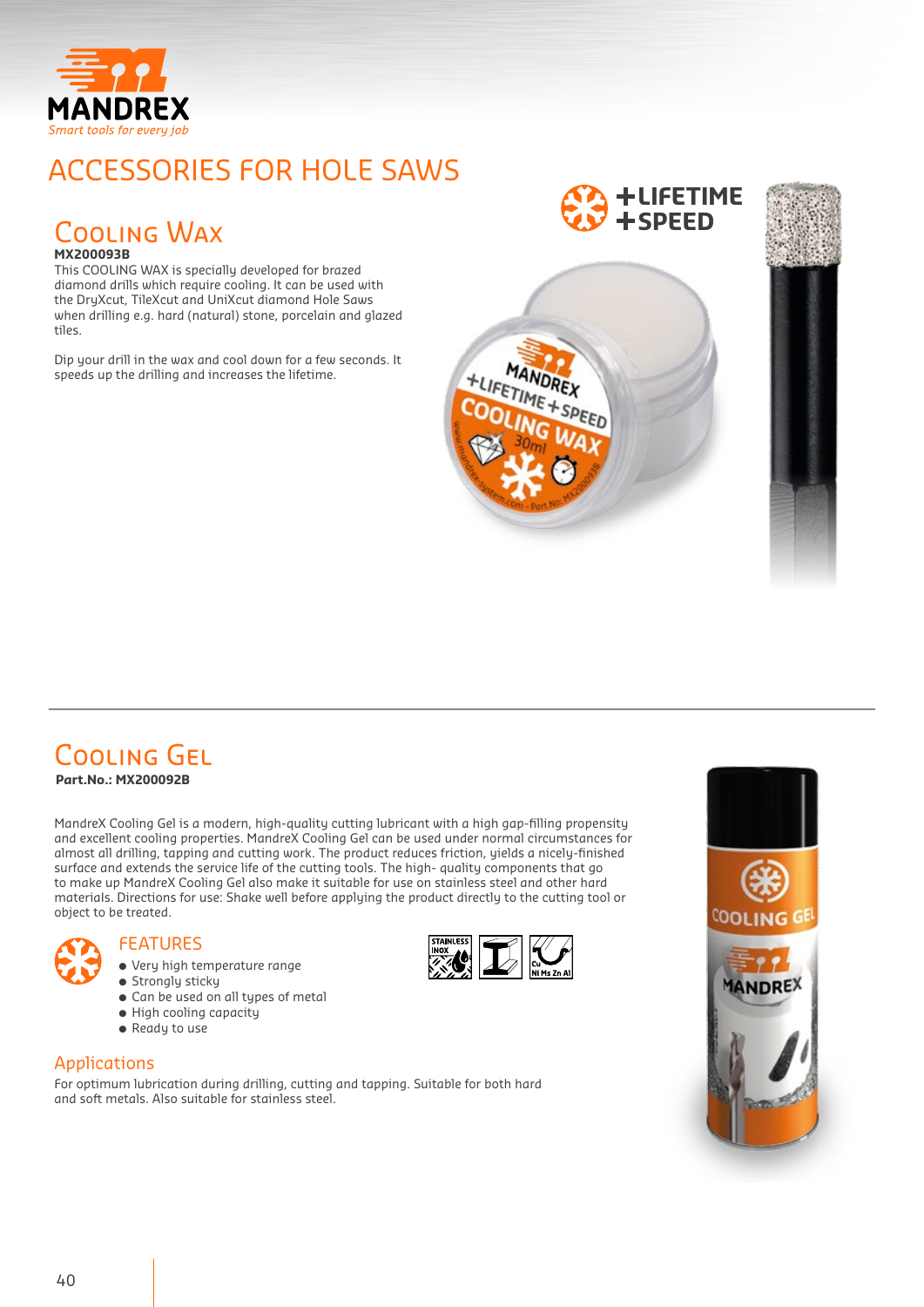# ACCESSORIES FOR HOLE SAWS

## Cooling Wax

**MX200093B**

This COOLING WAX is specially developed for brazed diamond drills which require cooling. It can be used with the DryXcut, TileXcut and UniXcut diamond Hole Saws when drilling e.g. hard (natural) stone, porcelain and glazed tiles.

Dip your drill in the wax and cool down for a few seconds. It speeds up the drilling and increases the lifetime.

+LIFETIME
+SPEED

---

## Cooling Gel

**Part.No.: MX200092B**

MandreX Cooling Gel is a modern, high-quality cutting lubricant with a high gap-filling propensity and excellent cooling properties. MandreX Cooling Gel can be used under normal circumstances for almost all drilling, tapping and cutting work. The product reduces friction, yields a nicely-finished surface and extends the service life of the cutting tools. The high- quality components that go to make up MandreX Cooling Gel also make it suitable for use on stainless steel and other hard materials. Directions for use: Shake well before applying the product directly to the cutting tool or object to be treated.

### FEATURES

- Very high temperature range
- Strongly sticky
- Can be used on all types of metal
- High cooling capacity
- Ready to use

### Applications

For optimum lubrication during drilling, cutting and tapping. Suitable for both hard and soft metals. Also suitable for stainless steel.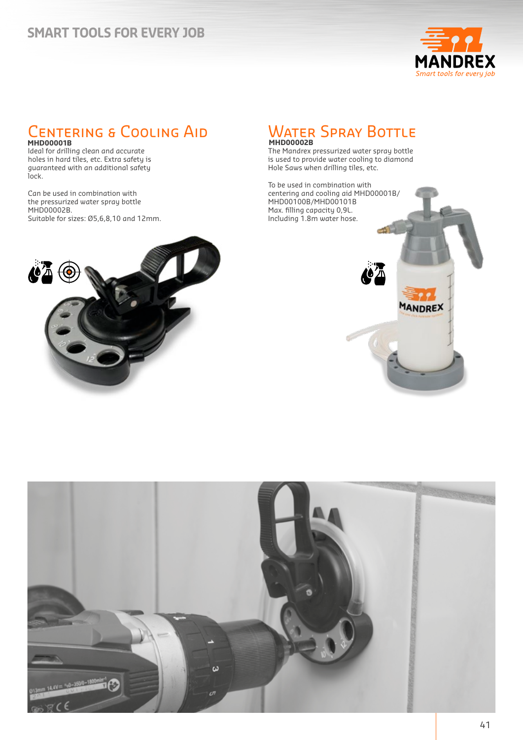## Centering & Cooling Aid

**MHD00001B**

Ideal for drilling clean and accurate holes in hard tiles, etc. Extra safety is guaranteed with an additional safety lock.

Can be used in combination with the pressurized water spray bottle MHD00002B.
Suitable for sizes: Ø5,6,8,10 and 12mm.

## Water Spray Bottle

**MHD00002B**

The Mandrex pressurized water spray bottle is used to provide water cooling to diamond Hole Saws when drilling tiles, etc.

To be used in combination with centering and cooling aid MHD00001B/ MHD00100B/MHD00101B
Max. filling capacity 0,9L.
Including 1.8m water hose.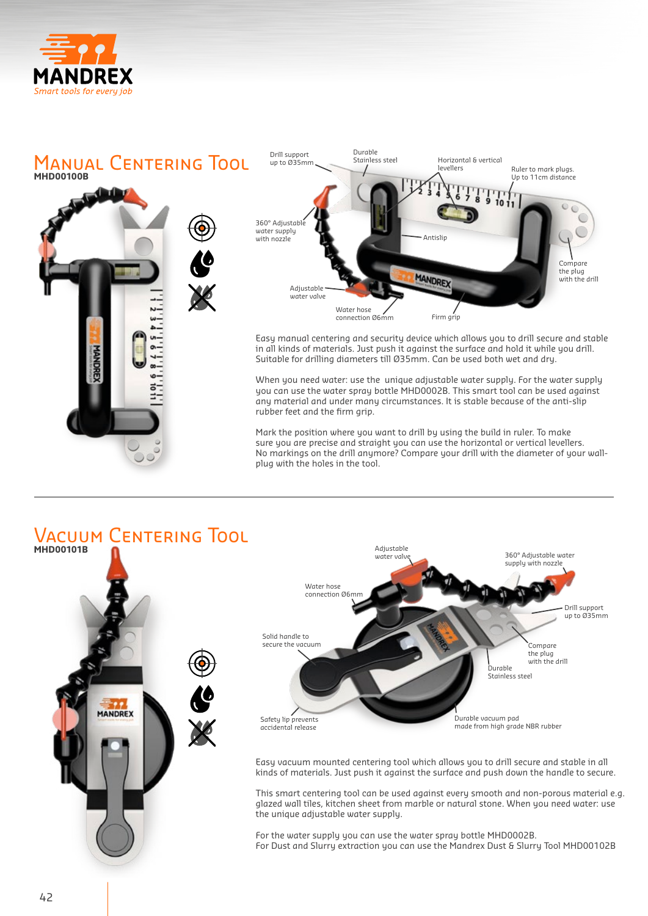MANDREX

*Smart tools for every job*

## Manual Centering Tool

**MHD00100B**

Drill support up to Ø35mm

Durable Stainless steel

Horizontal & vertical levellers

Ruler to mark plugs. Up to 11cm distance

360° Adjustable water supply with nozzle

Antislip

Compare the plug with the drill

Adjustable water valve

Water hose connection Ø6mm

Firm grip

Easy manual centering and security device which allows you to drill secure and stable in all kinds of materials. Just push it against the surface and hold it while you drill. Suitable for drilling diameters till Ø35mm. Can be used both wet and dry.

When you need water: use the unique adjustable water supply. For the water supply you can use the water spray bottle MHD0002B. This smart tool can be used against any material and under many circumstances. It is stable because of the anti-slip rubber feet and the firm grip.

Mark the position where you want to drill by using the build in ruler. To make sure you are precise and straight you can use the horizontal or vertical levellers. No markings on the drill anymore? Compare your drill with the diameter of your wall-plug with the holes in the tool.

## Vacuum Centering Tool

**MHD00101B**

Adjustable water valve

360° Adjustable water supply with nozzle

Water hose connection Ø6mm

Drill support up to Ø35mm

Solid handle to secure the vacuum

Compare the plug with the drill

Durable Stainless steel

Safety lip prevents accidental release

Durable vacuum pad made from high grade NBR rubber

Easy vacuum mounted centering tool which allows you to drill secure and stable in all kinds of materials. Just push it against the surface and push down the handle to secure.

This smart centering tool can be used against every smooth and non-porous material e.g. glazed wall tiles, kitchen sheet from marble or natural stone. When you need water: use the unique adjustable water supply.

For the water supply you can use the water spray bottle MHD0002B.
For Dust and Slurry extraction you can use the Mandrex Dust & Slurry Tool MHD00102B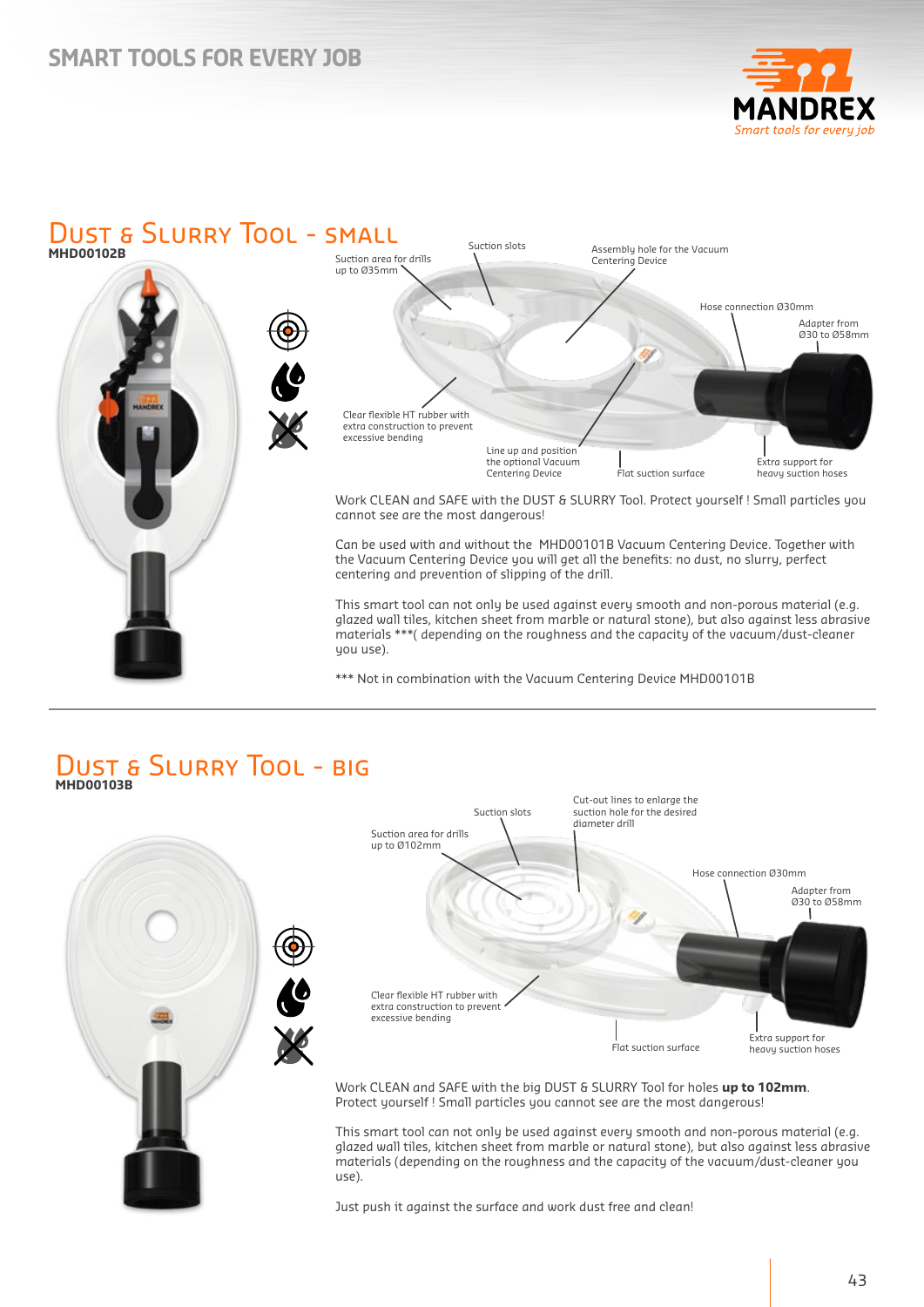# SMART TOOLS FOR EVERY JOB

MANDREX
*Smart tools for every job*

## Dust & Slurry Tool - small

**MHD00102B**

Suction area for drills up to Ø35mm

Suction slots

Assembly hole for the Vacuum Centering Device

Hose connection Ø30mm

Adapter from Ø30 to Ø58mm

Clear flexible HT rubber with extra construction to prevent excessive bending

Line up and position the optional Vacuum Centering Device

Flat suction surface

Extra support for heavy suction hoses

Work CLEAN and SAFE with the DUST & SLURRY Tool. Protect yourself ! Small particles you cannot see are the most dangerous!

Can be used with and without the MHD00101B Vacuum Centering Device. Together with the Vacuum Centering Device you will get all the benefits: no dust, no slurry, perfect centering and prevention of slipping of the drill.

This smart tool can not only be used against every smooth and non-porous material (e.g. glazed wall tiles, kitchen sheet from marble or natural stone), but also against less abrasive materials ***( depending on the roughness and the capacity of the vacuum/dust-cleaner you use).

*** Not in combination with the Vacuum Centering Device MHD00101B

## Dust & Slurry Tool - big

**MHD00103B**

Suction area for drills up to Ø102mm

Suction slots

Cut-out lines to enlarge the suction hole for the desired diameter drill

Hose connection Ø30mm

Adapter from Ø30 to Ø58mm

Clear flexible HT rubber with extra construction to prevent excessive bending

Flat suction surface

Extra support for heavy suction hoses

Work CLEAN and SAFE with the big DUST & SLURRY Tool for holes **up to 102mm**. Protect yourself ! Small particles you cannot see are the most dangerous!

This smart tool can not only be used against every smooth and non-porous material (e.g. glazed wall tiles, kitchen sheet from marble or natural stone), but also against less abrasive materials (depending on the roughness and the capacity of the vacuum/dust-cleaner you use).

Just push it against the surface and work dust free and clean!